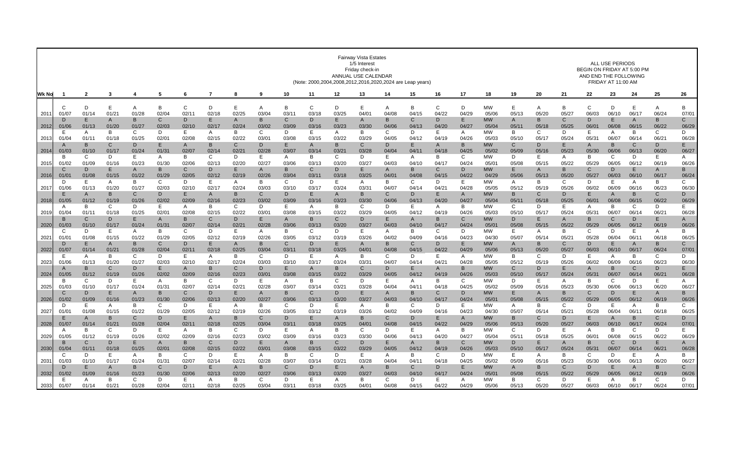Fairway Vista Estates
1/5 Interest
Friday check-in
ANNUAL USE CALENDAR
(Note: 2000,2004,2008,2012,2016,2020,2024 are Leap years)

ALL USE PERIODS
BEGIN ON FRIDAY AT 5:00 PM
AND END THE FOLLOWING
FRIDAY AT 11:00 AM

| Wk No | 1 | 2 | 3 | 4 | 5 | 6 | 7 | 8 | 9 | 10 | 11 | 12 | 13 | 14 | 15 | 16 | 17 | 18 | 19 | 20 | 21 | 22 | 23 | 24 | 25 | 26 |
|---|---|---|---|---|---|---|---|---|---|---|---|---|---|---|---|---|---|---|---|---|---|---|---|---|---|---|
| 2011 | C 01/07 | D 01/14 | E 01/21 | A 01/28 | B 02/04 | C 02/11 | D 02/18 | E 02/25 | A 03/04 | B 03/11 | C 03/18 | D 03/25 | E 04/01 | A 04/08 | B 04/15 | C 04/22 | D 04/29 | MW 05/06 | E 05/13 | A 05/20 | B 05/27 | C 06/03 | D 06/10 | E 06/17 | A 06/24 | B 07/01 |
| 2012 | D 01/06 | E 01/13 | A 01/20 | B 01/27 | C 02/03 | D 02/10 | E 02/17 | A 02/24 | B 03/02 | C 03/09 | D 03/16 | E 03/23 | A 03/30 | B 04/06 | C 04/13 | D 04/20 | E 04/27 | MW 05/04 | A 05/11 | B 05/18 | C 05/25 | D 06/01 | E 06/08 | A 06/15 | B 06/22 | C 06/29 |
| 2013 | E 01/04 | A 01/11 | B 01/18 | C 01/25 | D 02/01 | E 02/08 | A 02/15 | B 02/22 | C 03/01 | D 03/08 | E 03/15 | A 03/22 | B 03/29 | C 04/05 | D 04/12 | E 04/19 | A 04/26 | MW 05/03 | B 05/10 | C 05/17 | D 05/24 | E 05/31 | A 06/07 | B 06/14 | C 06/21 | D 06/28 |
| 2014 | A 01/03 | B 01/10 | C 01/17 | D 01/24 | E 01/31 | A 02/07 | B 02/14 | C 02/21 | D 02/28 | E 03/07 | A 03/14 | B 03/21 | C 03/28 | D 04/04 | E 04/11 | A 04/18 | B 04/25 | MW 05/02 | C 05/09 | D 05/16 | E 05/23 | A 05/30 | B 06/06 | C 06/13 | D 06/20 | E 06/27 |
| 2015 | B 01/02 | C 01/09 | D 01/16 | E 01/23 | A 01/30 | B 02/06 | C 02/13 | D 02/20 | E 02/27 | A 03/06 | B 03/13 | C 03/20 | D 03/27 | E 04/03 | A 04/10 | B 04/17 | C 04/24 | MW 05/01 | D 05/08 | E 05/15 | A 05/22 | B 05/29 | C 06/05 | D 06/12 | E 06/19 | A 06/26 |
| 2016 | C 01/01 | D 01/08 | E 01/15 | A 01/22 | B 01/29 | C 02/05 | D 02/12 | E 02/19 | A 02/26 | B 03/04 | C 03/11 | D 03/18 | E 03/25 | A 04/01 | B 04/08 | C 04/15 | D 04/22 | MW 04/29 | E 05/06 | A 05/13 | B 05/20 | C 05/27 | D 06/03 | E 06/10 | A 06/17 | B 06/24 |
| 2017 | D 01/06 | E 01/13 | A 01/20 | B 01/27 | C 02/03 | D 02/10 | E 02/17 | A 02/24 | B 03/03 | C 03/10 | D 03/17 | E 03/24 | A 03/31 | B 04/07 | C 04/14 | D 04/21 | E 04/28 | MW 05/05 | A 05/12 | B 05/19 | C 05/26 | D 06/02 | E 06/09 | A 06/16 | B 06/23 | C 06/30 |
| 2018 | E 01/05 | A 01/12 | B 01/19 | C 01/26 | D 02/02 | E 02/09 | A 02/16 | B 02/23 | C 03/02 | D 03/09 | E 03/16 | A 03/23 | B 03/30 | C 04/06 | D 04/13 | E 04/20 | A 04/27 | MW 05/04 | B 05/11 | C 05/18 | D 05/25 | E 06/01 | A 06/08 | B 06/15 | C 06/22 | D 06/29 |
| 2019 | A 01/04 | B 01/11 | C 01/18 | D 01/25 | E 02/01 | A 02/08 | B 02/15 | C 02/22 | D 03/01 | E 03/08 | A 03/15 | B 03/22 | C 03/29 | D 04/05 | E 04/12 | A 04/19 | B 04/26 | MW 05/03 | C 05/10 | D 05/17 | E 05/24 | A 05/31 | B 06/07 | C 06/14 | D 06/21 | E 06/28 |
| 2020 | B 01/03 | C 01/10 | D 01/17 | E 01/24 | A 01/31 | B 02/07 | C 02/14 | D 02/21 | E 02/28 | A 03/06 | B 03/13 | C 03/20 | D 03/27 | E 04/03 | A 04/10 | B 04/17 | C 04/24 | MW 05/01 | D 05/08 | E 05/15 | A 05/22 | B 05/29 | C 06/05 | D 06/12 | E 06/19 | A 06/26 |
| 2021 | C 01/01 | D 01/08 | E 01/15 | A 01/22 | B 01/29 | C 02/05 | D 02/12 | E 02/19 | A 02/26 | B 03/05 | C 03/12 | D 03/19 | E 03/26 | A 04/02 | B 04/09 | C 04/16 | D 04/23 | MW 04/30 | E 05/07 | A 05/14 | B 05/21 | C 05/28 | D 06/04 | E 06/11 | A 06/18 | B 06/25 |
| 2022 | D 01/07 | E 01/14 | A 01/21 | B 01/28 | C 02/04 | D 02/11 | E 02/18 | A 02/25 | B 03/04 | C 03/11 | D 03/18 | E 03/25 | A 04/01 | B 04/08 | C 04/15 | D 04/22 | E 04/29 | MW 05/06 | A 05/13 | B 05/20 | C 05/27 | D 06/03 | E 06/10 | A 06/17 | B 06/24 | C 07/01 |
| 2023 | E 01/06 | A 01/13 | B 01/20 | C 01/27 | D 02/03 | E 02/10 | A 02/17 | B 02/24 | C 03/03 | D 03/10 | E 03/17 | A 03/24 | B 03/31 | C 04/07 | D 04/14 | E 04/21 | A 04/28 | MW 05/05 | B 05/12 | C 05/19 | D 05/26 | E 06/02 | A 06/09 | B 06/16 | C 06/23 | D 06/30 |
| 2024 | A 01/05 | B 01/12 | C 01/19 | D 01/26 | E 02/02 | A 02/09 | B 02/16 | C 02/23 | D 03/01 | E 03/08 | A 03/15 | B 03/22 | C 03/29 | D 04/05 | E 04/12 | A 04/19 | B 04/26 | MW 05/03 | C 05/10 | D 05/17 | E 05/24 | A 05/31 | B 06/07 | C 06/14 | D 06/21 | E 06/28 |
| 2025 | B 01/03 | C 01/10 | D 01/17 | E 01/24 | A 01/31 | B 02/07 | C 02/14 | D 02/21 | E 02/28 | A 03/07 | B 03/14 | C 03/21 | D 03/28 | E 04/04 | A 04/11 | B 04/18 | C 04/25 | MW 05/02 | D 05/09 | E 05/16 | A 05/23 | B 05/30 | C 06/06 | D 06/13 | E 06/20 | A 06/27 |
| 2026 | C 01/02 | D 01/09 | E 01/16 | A 01/23 | B 01/30 | C 02/06 | D 02/13 | E 02/20 | A 02/27 | B 03/06 | C 03/13 | D 03/20 | E 03/27 | A 04/03 | B 04/10 | C 04/17 | D 04/24 | MW 05/01 | E 05/08 | A 05/15 | B 05/22 | C 05/29 | D 06/05 | E 06/12 | A 06/19 | B 06/26 |
| 2027 | D 01/01 | E 01/08 | A 01/15 | B 01/22 | C 01/29 | D 02/05 | E 02/12 | A 02/19 | B 02/26 | C 03/05 | D 03/12 | E 03/19 | A 03/26 | B 04/02 | C 04/09 | D 04/16 | E 04/23 | MW 04/30 | A 05/07 | B 05/14 | C 05/21 | D 05/28 | E 06/04 | A 06/11 | B 06/18 | C 06/25 |
| 2028 | E 01/07 | A 01/14 | B 01/21 | C 01/28 | D 02/04 | E 02/11 | A 02/18 | B 02/25 | C 03/04 | D 03/11 | E 03/18 | A 03/25 | B 04/01 | C 04/08 | D 04/15 | E 04/22 | A 04/29 | MW 05/06 | B 05/13 | C 05/20 | D 05/27 | E 06/03 | A 06/10 | B 06/17 | C 06/24 | D 07/01 |
| 2029 | A 01/05 | B 01/12 | C 01/19 | D 01/26 | E 02/02 | A 02/09 | B 02/16 | C 02/23 | D 03/02 | E 03/09 | A 03/16 | B 03/23 | C 03/30 | D 04/06 | E 04/13 | A 04/20 | B 04/27 | MW 05/04 | C 05/11 | D 05/18 | E 05/25 | A 06/01 | B 06/08 | C 06/15 | D 06/22 | E 06/29 |
| 2030 | B 01/04 | C 01/11 | D 01/18 | E 01/25 | A 02/01 | B 02/08 | C 02/15 | D 02/22 | E 03/01 | A 03/08 | B 03/15 | C 03/22 | D 03/29 | E 04/05 | A 04/12 | B 04/19 | C 04/26 | MW 05/03 | D 05/10 | E 05/17 | A 05/24 | B 05/31 | C 06/07 | D 06/14 | E 06/21 | A 06/28 |
| 2031 | C 01/03 | D 01/10 | E 01/17 | A 01/24 | B 01/31 | C 02/07 | D 02/14 | E 02/21 | A 02/28 | B 03/07 | C 03/14 | D 03/21 | E 03/28 | A 04/04 | B 04/11 | C 04/18 | D 04/25 | MW 05/02 | E 05/09 | A 05/16 | B 05/23 | C 05/30 | D 06/06 | E 06/13 | A 06/20 | B 06/27 |
| 2032 | D 01/02 | E 01/09 | A 01/16 | B 01/23 | C 01/30 | D 02/06 | E 02/13 | A 02/20 | B 02/27 | C 03/06 | D 03/13 | E 03/20 | A 03/27 | B 04/03 | C 04/10 | D 04/17 | E 04/24 | MW 05/01 | A 05/08 | B 05/15 | C 05/22 | D 05/29 | E 06/05 | A 06/12 | B 06/19 | C 06/26 |
| 2033 | E 01/07 | A 01/14 | B 01/21 | C 01/28 | D 02/04 | E 02/11 | A 02/18 | B 02/25 | C 03/04 | D 03/11 | E 03/18 | A 03/25 | B 04/01 | C 04/08 | D 04/15 | E 04/22 | A 04/29 | MW 05/06 | B 05/13 | C 05/20 | D 05/27 | E 06/03 | A 06/10 | B 06/17 | C 06/24 | D 07/01 |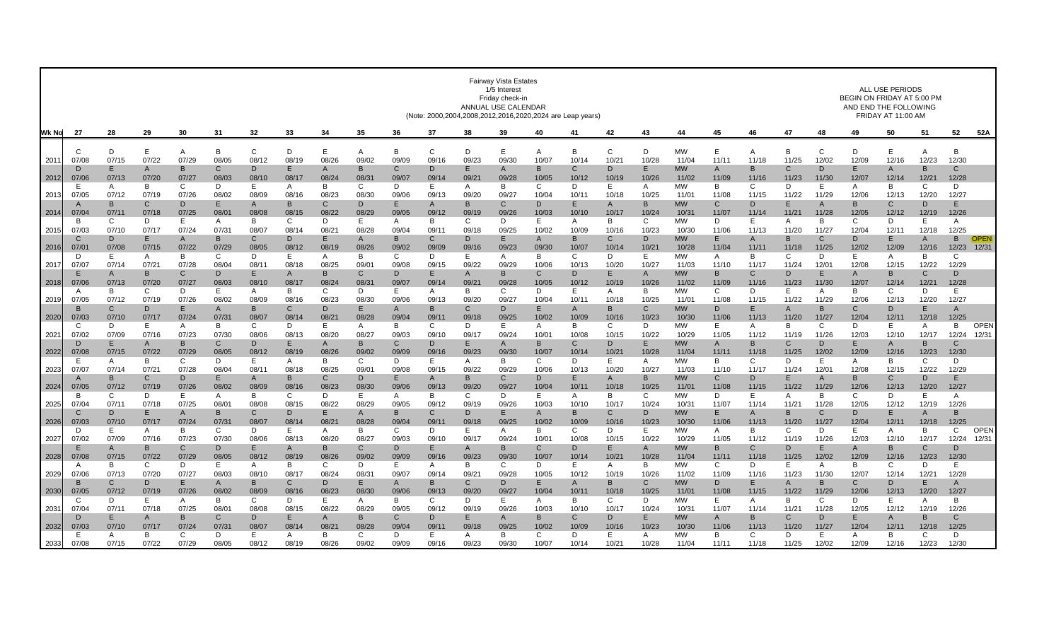Fairway Vista Estates
1/5 Interest
Friday check-in
ANNUAL USE CALENDAR
(Note: 2000,2004,2008,2012,2016,2020,2024 are Leap years)

ALL USE PERIODS BEGIN ON FRIDAY AT 5:00 PM AND END THE FOLLOWING FRIDAY AT 11:00 AM

| Wk No | 27 | 28 | 29 | 30 | 31 | 32 | 33 | 34 | 35 | 36 | 37 | 38 | 39 | 40 | 41 | 42 | 43 | 44 | 45 | 46 | 47 | 48 | 49 | 50 | 51 | 52 | 52A |
|---|---|---|---|---|---|---|---|---|---|---|---|---|---|---|---|---|---|---|---|---|---|---|---|---|---|---|---|
| 2011 | C 07/08 | D 07/15 | E 07/22 | A 07/29 | B 08/05 | C 08/12 | D 08/19 | E 08/26 | A 09/02 | B 09/09 | C 09/16 | D 09/23 | E 09/30 | A 10/07 | B 10/14 | C 10/21 | D 10/28 | MW 11/04 | E 11/11 | A 11/18 | B 11/25 | C 12/02 | D 12/09 | E 12/16 | A 12/23 | B 12/30 | |
| 2012 | D 07/06 | E 07/13 | A 07/20 | B 07/27 | C 08/03 | D 08/10 | E 08/17 | A 08/24 | B 08/31 | C 09/07 | D 09/14 | E 09/21 | A 09/28 | B 10/05 | C 10/12 | D 10/19 | E 10/26 | MW 11/02 | A 11/09 | B 11/16 | C 11/23 | D 11/30 | E 12/07 | A 12/14 | B 12/21 | C 12/28 | |
| 2013 | E 07/05 | A 07/12 | B 07/19 | C 07/26 | D 08/02 | E 08/09 | A 08/16 | B 08/23 | C 08/30 | D 09/06 | E 09/13 | A 09/20 | B 09/27 | C 10/04 | D 10/11 | E 10/18 | A 10/25 | MW 11/01 | B 11/08 | C 11/15 | D 11/22 | E 11/29 | A 12/06 | B 12/13 | C 12/20 | D 12/27 | |
| 2014 | A 07/04 | B 07/11 | C 07/18 | D 07/25 | E 08/01 | A 08/08 | B 08/15 | C 08/22 | D 08/29 | E 09/05 | A 09/12 | B 09/19 | C 09/26 | D 10/03 | E 10/10 | A 10/17 | B 10/24 | MW 10/31 | C 11/07 | D 11/14 | E 11/21 | A 11/28 | B 12/05 | C 12/12 | D 12/19 | E 12/26 | |
| 2015 | B 07/03 | C 07/10 | D 07/17 | E 07/24 | A 07/31 | B 08/07 | C 08/14 | D 08/21 | E 08/28 | A 09/04 | B 09/11 | C 09/18 | D 09/25 | E 10/02 | A 10/09 | B 10/16 | C 10/23 | MW 10/30 | D 11/06 | E 11/13 | A 11/20 | B 11/27 | C 12/04 | D 12/11 | E 12/18 | A 12/25 | |
| 2016 | C 07/01 | D 07/08 | E 07/15 | A 07/22 | B 07/29 | C 08/05 | D 08/12 | E 08/19 | A 08/26 | B 09/02 | C 09/09 | D 09/16 | E 09/23 | A 09/30 | B 10/07 | C 10/14 | D 10/21 | MW 10/28 | E 11/04 | A 11/11 | B 11/18 | C 11/25 | D 12/02 | E 12/09 | A 12/16 | B 12/23 | OPEN 12/31 |
| 2017 | D 07/07 | E 07/14 | A 07/21 | B 07/28 | C 08/04 | D 08/11 | E 08/18 | A 08/25 | B 09/01 | C 09/08 | D 09/15 | E 09/22 | A 09/29 | B 10/06 | C 10/13 | D 10/20 | E 10/27 | MW 11/03 | A 11/10 | B 11/17 | C 11/24 | D 12/01 | E 12/08 | A 12/15 | B 12/22 | C 12/29 | |
| 2018 | E 07/06 | A 07/13 | B 07/20 | C 07/27 | D 08/03 | E 08/10 | A 08/17 | B 08/24 | C 08/31 | D 09/07 | E 09/14 | A 09/21 | B 09/28 | C 10/05 | D 10/12 | E 10/19 | A 10/26 | MW 11/02 | B 11/09 | C 11/16 | D 11/23 | E 11/30 | A 12/07 | B 12/14 | C 12/21 | D 12/28 | |
| 2019 | A 07/05 | B 07/12 | C 07/19 | D 07/26 | E 08/02 | A 08/09 | B 08/16 | C 08/23 | D 08/30 | E 09/06 | A 09/13 | B 09/20 | C 09/27 | D 10/04 | E 10/11 | A 10/18 | B 10/25 | MW 11/01 | C 11/08 | D 11/15 | E 11/22 | A 11/29 | B 12/06 | C 12/13 | D 12/20 | E 12/27 | |
| 2020 | B 07/03 | C 07/10 | D 07/17 | E 07/24 | A 07/31 | B 08/07 | C 08/14 | D 08/21 | E 08/28 | A 09/04 | B 09/11 | C 09/18 | D 09/25 | E 10/02 | A 10/09 | B 10/16 | C 10/23 | MW 10/30 | D 11/06 | E 11/13 | A 11/20 | B 11/27 | C 12/04 | D 12/11 | E 12/18 | A 12/25 | |
| 2021 | C 07/02 | D 07/09 | E 07/16 | A 07/23 | B 07/30 | C 08/06 | D 08/13 | E 08/20 | A 08/27 | B 09/03 | C 09/10 | D 09/17 | E 09/24 | A 10/01 | B 10/08 | C 10/15 | D 10/22 | MW 10/29 | E 11/05 | A 11/12 | B 11/19 | C 11/26 | D 12/03 | E 12/10 | A 12/17 | B 12/24 | OPEN 12/31 |
| 2022 | D 07/08 | E 07/15 | A 07/22 | B 07/29 | C 08/05 | D 08/12 | E 08/19 | A 08/26 | B 09/02 | C 09/09 | D 09/16 | E 09/23 | A 09/30 | B 10/07 | C 10/14 | D 10/21 | E 10/28 | MW 11/04 | A 11/11 | B 11/18 | C 11/25 | D 12/02 | E 12/09 | A 12/16 | B 12/23 | C 12/30 | |
| 2023 | E 07/07 | A 07/14 | B 07/21 | C 07/28 | D 08/04 | E 08/11 | A 08/18 | B 08/25 | C 09/01 | D 09/08 | E 09/15 | A 09/22 | B 09/29 | C 10/06 | D 10/13 | E 10/20 | A 10/27 | MW 11/03 | B 11/10 | C 11/17 | D 11/24 | E 12/01 | A 12/08 | B 12/15 | C 12/22 | D 12/29 | |
| 2024 | A 07/05 | B 07/12 | C 07/19 | D 07/26 | E 08/02 | A 08/09 | B 08/16 | C 08/23 | D 08/30 | E 09/06 | A 09/13 | B 09/20 | C 09/27 | D 10/04 | E 10/11 | A 10/18 | B 10/25 | MW 11/01 | C 11/08 | D 11/15 | E 11/22 | A 11/29 | B 12/06 | C 12/13 | D 12/20 | E 12/27 | |
| 2025 | B 07/04 | C 07/11 | D 07/18 | E 07/25 | A 08/01 | B 08/08 | C 08/15 | D 08/22 | E 08/29 | A 09/05 | B 09/12 | C 09/19 | D 09/26 | E 10/03 | A 10/10 | B 10/17 | C 10/24 | MW 10/31 | D 11/07 | E 11/14 | A 11/21 | B 11/28 | C 12/05 | D 12/12 | E 12/19 | A 12/26 | |
| 2026 | C 07/03 | D 07/10 | E 07/17 | A 07/24 | B 07/31 | C 08/07 | D 08/14 | E 08/21 | A 08/28 | B 09/04 | C 09/11 | D 09/18 | E 09/25 | A 10/02 | B 10/09 | C 10/16 | D 10/23 | MW 10/30 | E 11/06 | A 11/13 | B 11/20 | C 11/27 | D 12/04 | E 12/11 | A 12/18 | B 12/25 | |
| 2027 | D 07/02 | E 07/09 | A 07/16 | B 07/23 | C 07/30 | D 08/06 | E 08/13 | A 08/20 | B 08/27 | C 09/03 | D 09/10 | E 09/17 | A 09/24 | B 10/01 | C 10/08 | D 10/15 | E 10/22 | MW 10/29 | A 11/05 | B 11/12 | C 11/19 | D 11/26 | E 12/03 | A 12/10 | B 12/17 | C 12/24 | OPEN 12/31 |
| 2028 | E 07/08 | A 07/15 | B 07/22 | C 07/29 | D 08/05 | E 08/12 | A 08/19 | B 08/26 | C 09/02 | D 09/09 | E 09/16 | A 09/23 | B 09/30 | C 10/07 | D 10/14 | E 10/21 | A 10/28 | MW 11/04 | B 11/11 | C 11/18 | D 11/25 | E 12/02 | A 12/09 | B 12/16 | C 12/23 | D 12/30 | |
| 2029 | A 07/06 | B 07/13 | C 07/20 | D 07/27 | E 08/03 | A 08/10 | B 08/17 | C 08/24 | D 08/31 | E 09/07 | A 09/14 | B 09/21 | C 09/28 | D 10/05 | E 10/12 | A 10/19 | B 10/26 | MW 11/02 | C 11/09 | D 11/16 | E 11/23 | A 11/30 | B 12/07 | C 12/14 | D 12/21 | E 12/28 | |
| 2030 | B 07/05 | C 07/12 | D 07/19 | E 07/26 | A 08/02 | B 08/09 | C 08/16 | D 08/23 | E 08/30 | A 09/06 | B 09/13 | C 09/20 | D 09/27 | E 10/04 | A 10/11 | B 10/18 | C 10/25 | MW 11/01 | D 11/08 | E 11/15 | A 11/22 | B 11/29 | C 12/06 | D 12/13 | E 12/20 | A 12/27 | |
| 2031 | C 07/04 | D 07/11 | E 07/18 | A 07/25 | B 08/01 | C 08/08 | D 08/15 | E 08/22 | A 08/29 | B 09/05 | C 09/12 | D 09/19 | E 09/26 | A 10/03 | B 10/10 | C 10/17 | D 10/24 | MW 10/31 | E 11/07 | A 11/14 | B 11/21 | C 11/28 | D 12/05 | E 12/12 | A 12/19 | B 12/26 | |
| 2032 | D 07/03 | E 07/10 | A 07/17 | B 07/24 | C 07/31 | D 08/07 | E 08/14 | A 08/21 | B 08/28 | C 09/04 | D 09/11 | E 09/18 | A 09/25 | B 10/02 | C 10/09 | D 10/16 | E 10/23 | MW 10/30 | A 11/06 | B 11/13 | C 11/20 | D 11/27 | E 12/04 | A 12/11 | B 12/18 | C 12/25 | |
| 2033 | E 07/08 | A 07/15 | B 07/22 | C 07/29 | D 08/05 | E 08/12 | A 08/19 | B 08/26 | C 09/02 | D 09/09 | E 09/16 | A 09/23 | B 09/30 | C 10/07 | D 10/14 | E 10/21 | A 10/28 | MW 11/04 | B 11/11 | C 11/18 | D 11/25 | E 12/02 | A 12/09 | B 12/16 | C 12/23 | D 12/30 | |